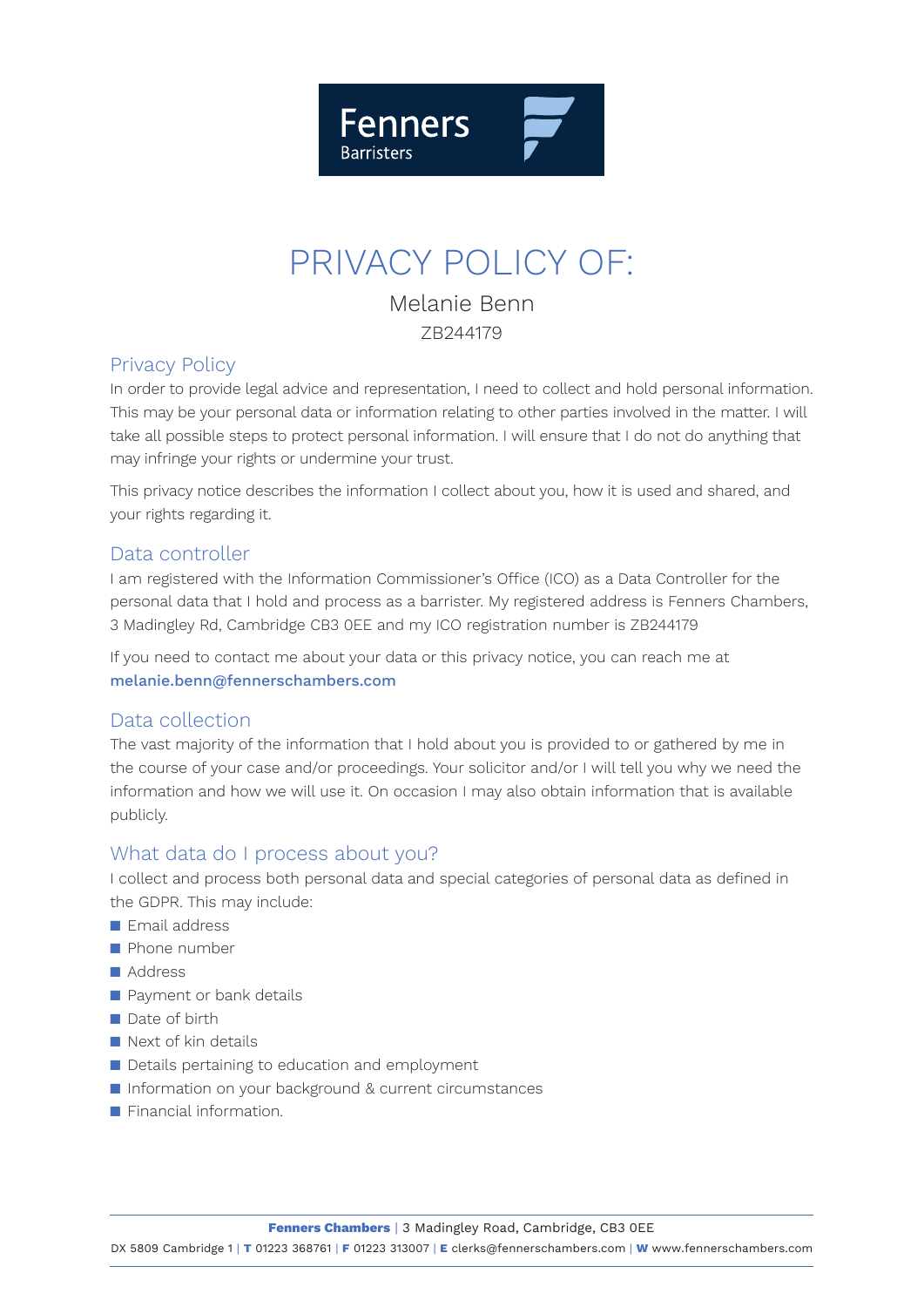Fenners
Barristers

# PRIVACY POLICY OF:

Melanie Benn

ZB244179

## Privacy Policy

In order to provide legal advice and representation, I need to collect and hold personal information. This may be your personal data or information relating to other parties involved in the matter. I will take all possible steps to protect personal information. I will ensure that I do not do anything that may infringe your rights or undermine your trust.

This privacy notice describes the information I collect about you, how it is used and shared, and your rights regarding it.

## Data controller

I am registered with the Information Commissioner's Office (ICO) as a Data Controller for the personal data that I hold and process as a barrister. My registered address is Fenners Chambers, 3 Madingley Rd, Cambridge CB3 0EE and my ICO registration number is ZB244179

If you need to contact me about your data or this privacy notice, you can reach me at **melanie.benn@fennerschambers.com**

## Data collection

The vast majority of the information that I hold about you is provided to or gathered by me in the course of your case and/or proceedings. Your solicitor and/or I will tell you why we need the information and how we will use it. On occasion I may also obtain information that is available publicly.

## What data do I process about you?

I collect and process both personal data and special categories of personal data as defined in the GDPR. This may include:

- Email address
- Phone number
- Address
- Payment or bank details
- Date of birth
- Next of kin details
- Details pertaining to education and employment
- Information on your background & current circumstances
- Financial information.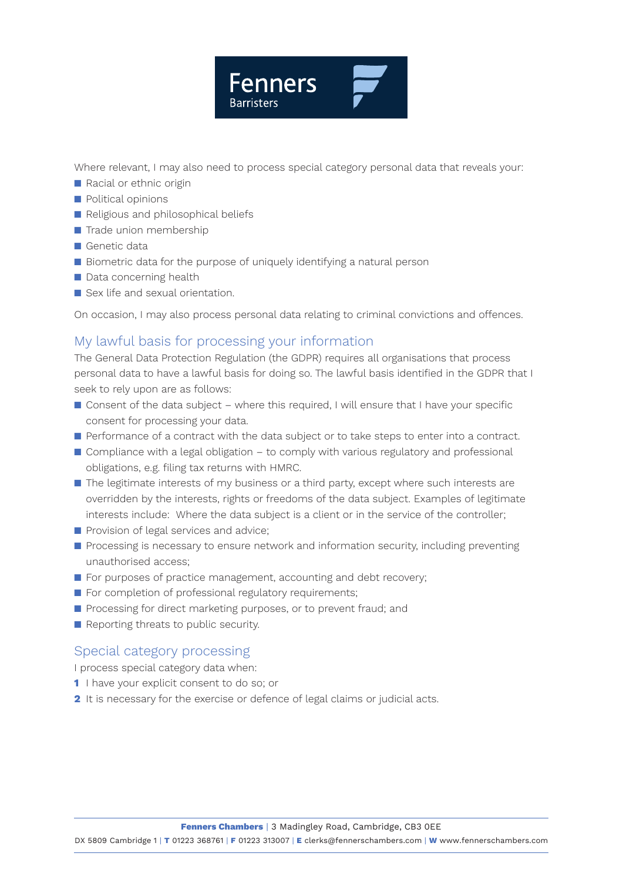Where relevant, I may also need to process special category personal data that reveals your:

- Racial or ethnic origin
- Political opinions
- Religious and philosophical beliefs
- Trade union membership
- Genetic data
- Biometric data for the purpose of uniquely identifying a natural person
- Data concerning health
- Sex life and sexual orientation.

On occasion, I may also process personal data relating to criminal convictions and offences.

## My lawful basis for processing your information

The General Data Protection Regulation (the GDPR) requires all organisations that process personal data to have a lawful basis for doing so. The lawful basis identified in the GDPR that I seek to rely upon are as follows:

- Consent of the data subject – where this required, I will ensure that I have your specific consent for processing your data.
- Performance of a contract with the data subject or to take steps to enter into a contract.
- Compliance with a legal obligation – to comply with various regulatory and professional obligations, e.g. filing tax returns with HMRC.
- The legitimate interests of my business or a third party, except where such interests are overridden by the interests, rights or freedoms of the data subject. Examples of legitimate interests include: Where the data subject is a client or in the service of the controller;
- Provision of legal services and advice;
- Processing is necessary to ensure network and information security, including preventing unauthorised access;
- For purposes of practice management, accounting and debt recovery;
- For completion of professional regulatory requirements;
- Processing for direct marketing purposes, or to prevent fraud; and
- Reporting threats to public security.

## Special category processing

I process special category data when:

1. I have your explicit consent to do so; or
2. It is necessary for the exercise or defence of legal claims or judicial acts.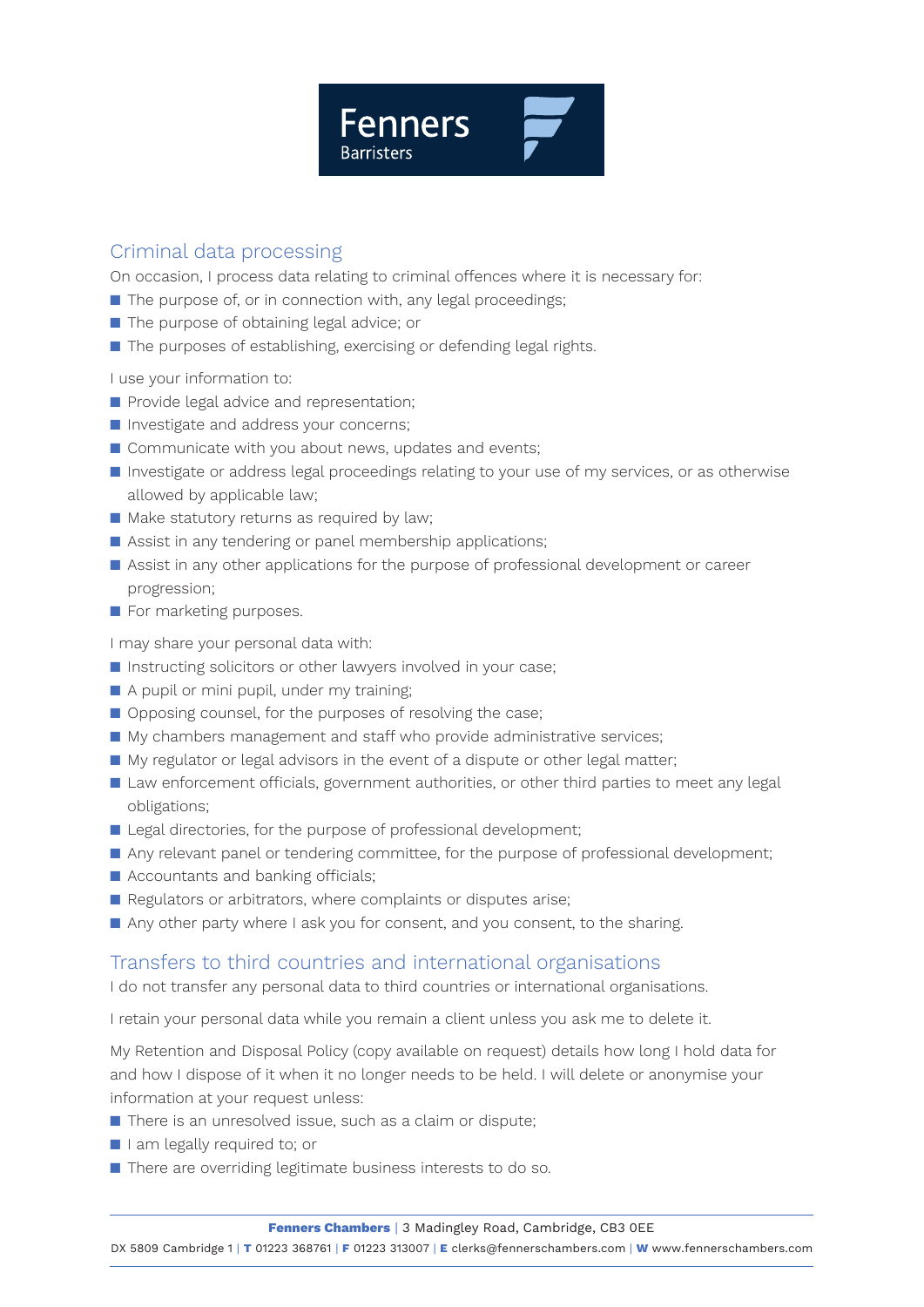## Criminal data processing

On occasion, I process data relating to criminal offences where it is necessary for:

- The purpose of, or in connection with, any legal proceedings;
- The purpose of obtaining legal advice; or
- The purposes of establishing, exercising or defending legal rights.

I use your information to:

- Provide legal advice and representation;
- Investigate and address your concerns;
- Communicate with you about news, updates and events;
- Investigate or address legal proceedings relating to your use of my services, or as otherwise allowed by applicable law;
- Make statutory returns as required by law;
- Assist in any tendering or panel membership applications;
- Assist in any other applications for the purpose of professional development or career progression;
- For marketing purposes.

I may share your personal data with:

- Instructing solicitors or other lawyers involved in your case;
- A pupil or mini pupil, under my training;
- Opposing counsel, for the purposes of resolving the case;
- My chambers management and staff who provide administrative services;
- My regulator or legal advisors in the event of a dispute or other legal matter;
- Law enforcement officials, government authorities, or other third parties to meet any legal obligations;
- Legal directories, for the purpose of professional development;
- Any relevant panel or tendering committee, for the purpose of professional development;
- Accountants and banking officials;
- Regulators or arbitrators, where complaints or disputes arise;
- Any other party where I ask you for consent, and you consent, to the sharing.

## Transfers to third countries and international organisations

I do not transfer any personal data to third countries or international organisations.

I retain your personal data while you remain a client unless you ask me to delete it.

My Retention and Disposal Policy (copy available on request) details how long I hold data for and how I dispose of it when it no longer needs to be held. I will delete or anonymise your information at your request unless:

- There is an unresolved issue, such as a claim or dispute;
- I am legally required to; or
- There are overriding legitimate business interests to do so.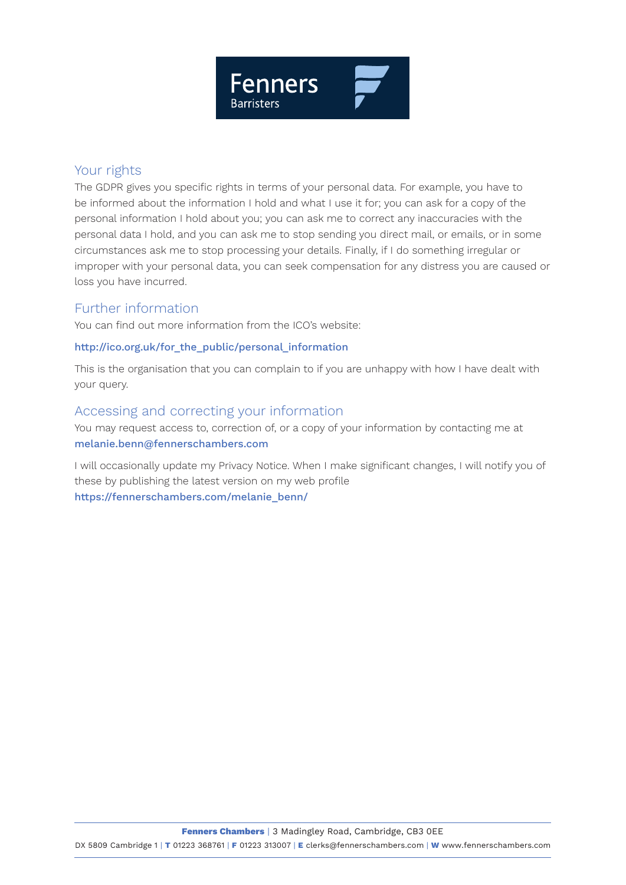## Your rights

The GDPR gives you specific rights in terms of your personal data. For example, you have to be informed about the information I hold and what I use it for; you can ask for a copy of the personal information I hold about you; you can ask me to correct any inaccuracies with the personal data I hold, and you can ask me to stop sending you direct mail, or emails, or in some circumstances ask me to stop processing your details. Finally, if I do something irregular or improper with your personal data, you can seek compensation for any distress you are caused or loss you have incurred.

## Further information

You can find out more information from the ICO's website:

http://ico.org.uk/for_the_public/personal_information

This is the organisation that you can complain to if you are unhappy with how I have dealt with your query.

## Accessing and correcting your information

You may request access to, correction of, or a copy of your information by contacting me at melanie.benn@fennerschambers.com

I will occasionally update my Privacy Notice. When I make significant changes, I will notify you of these by publishing the latest version on my web profile https://fennerschambers.com/melanie_benn/